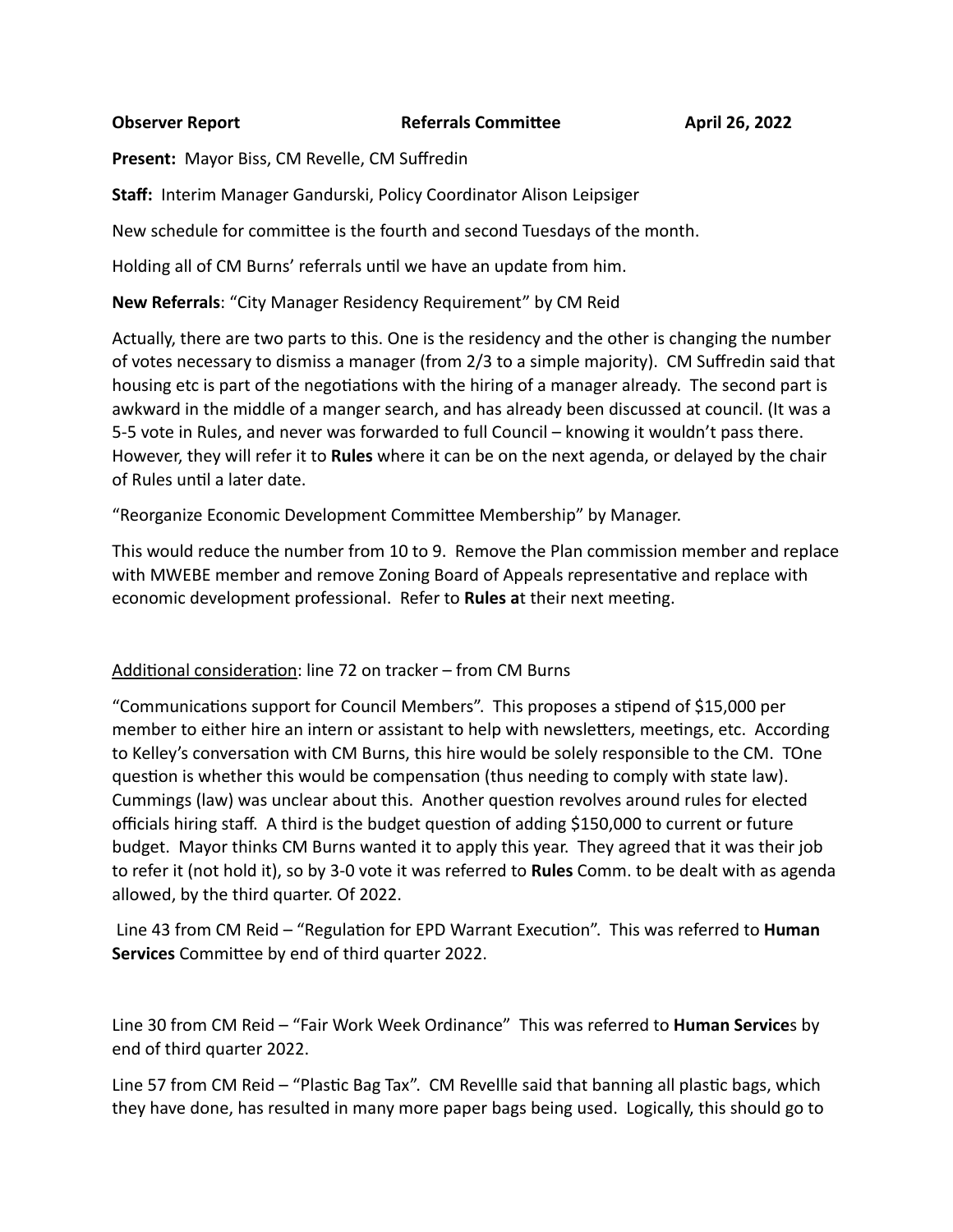**Observer Report** **Referrals Committee** **April 26, 2022**

**Present:** Mayor Biss, CM Revelle, CM Suffredin

**Staff:** Interim Manager Gandurski, Policy Coordinator Alison Leipsiger

New schedule for committee is the fourth and second Tuesdays of the month.

Holding all of CM Burns' referrals until we have an update from him.

**New Referrals**: "City Manager Residency Requirement" by CM Reid

Actually, there are two parts to this. One is the residency and the other is changing the number of votes necessary to dismiss a manager (from 2/3 to a simple majority). CM Suffredin said that housing etc is part of the negotiations with the hiring of a manager already. The second part is awkward in the middle of a manger search, and has already been discussed at council. (It was a 5-5 vote in Rules, and never was forwarded to full Council – knowing it wouldn't pass there. However, they will refer it to **Rules** where it can be on the next agenda, or delayed by the chair of Rules until a later date.

"Reorganize Economic Development Committee Membership" by Manager.

This would reduce the number from 10 to 9. Remove the Plan commission member and replace with MWEBE member and remove Zoning Board of Appeals representative and replace with economic development professional. Refer to **Rules a**t their next meeting.

<u>Additional consideration</u>: line 72 on tracker – from CM Burns

"Communications support for Council Members". This proposes a stipend of $15,000 per member to either hire an intern or assistant to help with newsletters, meetings, etc. According to Kelley's conversation with CM Burns, this hire would be solely responsible to the CM. TOne question is whether this would be compensation (thus needing to comply with state law). Cummings (law) was unclear about this. Another question revolves around rules for elected officials hiring staff. A third is the budget question of adding $150,000 to current or future budget. Mayor thinks CM Burns wanted it to apply this year. They agreed that it was their job to refer it (not hold it), so by 3-0 vote it was referred to **Rules** Comm. to be dealt with as agenda allowed, by the third quarter. Of 2022.

Line 43 from CM Reid – "Regulation for EPD Warrant Execution". This was referred to **Human Services** Committee by end of third quarter 2022.

Line 30 from CM Reid – "Fair Work Week Ordinance" This was referred to **Human Service**s by end of third quarter 2022.

Line 57 from CM Reid – "Plastic Bag Tax". CM Revellle said that banning all plastic bags, which they have done, has resulted in many more paper bags being used. Logically, this should go to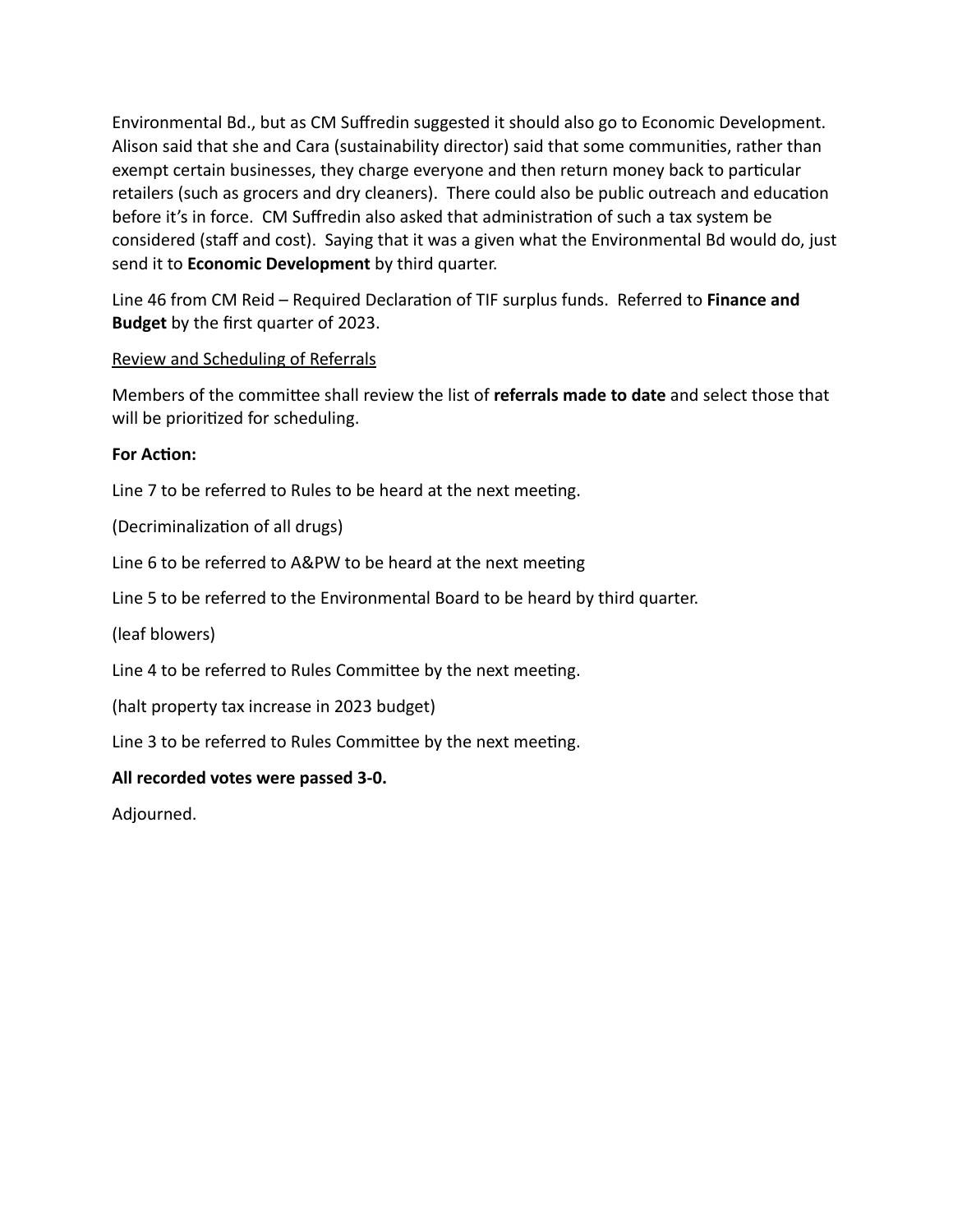Environmental Bd., but as CM Suffredin suggested it should also go to Economic Development. Alison said that she and Cara (sustainability director) said that some communities, rather than exempt certain businesses, they charge everyone and then return money back to particular retailers (such as grocers and dry cleaners). There could also be public outreach and education before it's in force. CM Suffredin also asked that administration of such a tax system be considered (staff and cost). Saying that it was a given what the Environmental Bd would do, just send it to **Economic Development** by third quarter.

Line 46 from CM Reid – Required Declaration of TIF surplus funds. Referred to **Finance and Budget** by the first quarter of 2023.

<u>Review and Scheduling of Referrals</u>

Members of the committee shall review the list of **referrals made to date** and select those that will be prioritized for scheduling.

**For Action:**

Line 7 to be referred to Rules to be heard at the next meeting.

(Decriminalization of all drugs)

Line 6 to be referred to A&PW to be heard at the next meeting

Line 5 to be referred to the Environmental Board to be heard by third quarter.

(leaf blowers)

Line 4 to be referred to Rules Committee by the next meeting.

(halt property tax increase in 2023 budget)

Line 3 to be referred to Rules Committee by the next meeting.

**All recorded votes were passed 3-0.**

Adjourned.